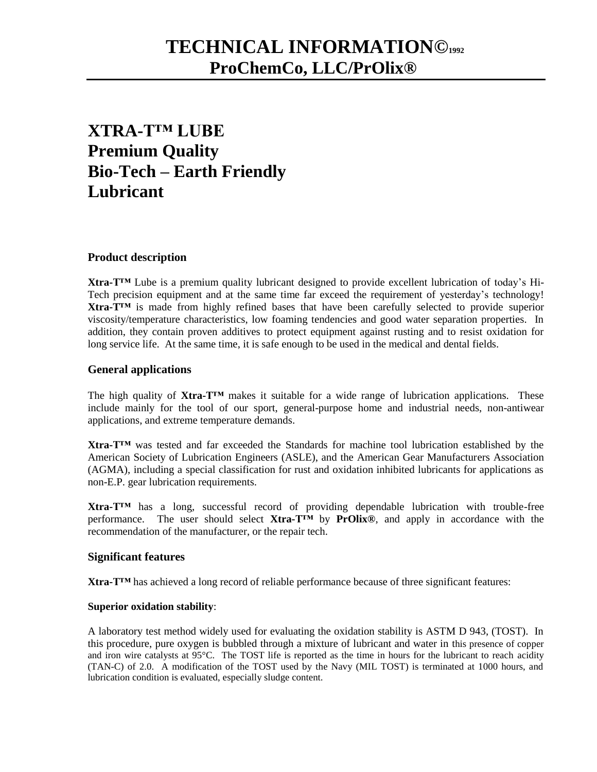# TECHNICAL INFORMATION©1992
## ProChemCo, LLC/PrOlix®

# XTRA-T™ LUBE
# Premium Quality
# Bio-Tech – Earth Friendly
# Lubricant

### Product description

**Xtra-T™** Lube is a premium quality lubricant designed to provide excellent lubrication of today's Hi-Tech precision equipment and at the same time far exceed the requirement of yesterday's technology! **Xtra-T™** is made from highly refined bases that have been carefully selected to provide superior viscosity/temperature characteristics, low foaming tendencies and good water separation properties. In addition, they contain proven additives to protect equipment against rusting and to resist oxidation for long service life. At the same time, it is safe enough to be used in the medical and dental fields.

### General applications

The high quality of **Xtra-T™** makes it suitable for a wide range of lubrication applications. These include mainly for the tool of our sport, general-purpose home and industrial needs, non-antiwear applications, and extreme temperature demands.

**Xtra-T™** was tested and far exceeded the Standards for machine tool lubrication established by the American Society of Lubrication Engineers (ASLE), and the American Gear Manufacturers Association (AGMA), including a special classification for rust and oxidation inhibited lubricants for applications as non-E.P. gear lubrication requirements.

**Xtra-T™** has a long, successful record of providing dependable lubrication with trouble-free performance. The user should select **Xtra-T™** by **PrOlix®**, and apply in accordance with the recommendation of the manufacturer, or the repair tech.

### Significant features

**Xtra-T™** has achieved a long record of reliable performance because of three significant features:

**Superior oxidation stability**:

A laboratory test method widely used for evaluating the oxidation stability is ASTM D 943, (TOST). In this procedure, pure oxygen is bubbled through a mixture of lubricant and water in this presence of copper and iron wire catalysts at 95°C. The TOST life is reported as the time in hours for the lubricant to reach acidity (TAN-C) of 2.0. A modification of the TOST used by the Navy (MIL TOST) is terminated at 1000 hours, and lubrication condition is evaluated, especially sludge content.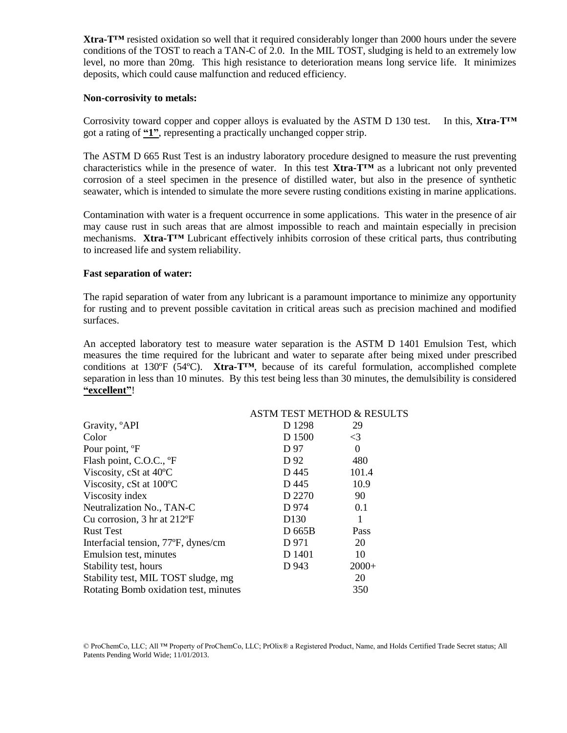**Xtra-T™** resisted oxidation so well that it required considerably longer than 2000 hours under the severe conditions of the TOST to reach a TAN-C of 2.0. In the MIL TOST, sludging is held to an extremely low level, no more than 20mg. This high resistance to deterioration means long service life. It minimizes deposits, which could cause malfunction and reduced efficiency.

**Non-corrosivity to metals:**

Corrosivity toward copper and copper alloys is evaluated by the ASTM D 130 test. In this, **Xtra-T™** got a rating of **"1"**, representing a practically unchanged copper strip.

The ASTM D 665 Rust Test is an industry laboratory procedure designed to measure the rust preventing characteristics while in the presence of water. In this test **Xtra-T™** as a lubricant not only prevented corrosion of a steel specimen in the presence of distilled water, but also in the presence of synthetic seawater, which is intended to simulate the more severe rusting conditions existing in marine applications.

Contamination with water is a frequent occurrence in some applications. This water in the presence of air may cause rust in such areas that are almost impossible to reach and maintain especially in precision mechanisms. **Xtra-T™** Lubricant effectively inhibits corrosion of these critical parts, thus contributing to increased life and system reliability.

**Fast separation of water:**

The rapid separation of water from any lubricant is a paramount importance to minimize any opportunity for rusting and to prevent possible cavitation in critical areas such as precision machined and modified surfaces.

An accepted laboratory test to measure water separation is the ASTM D 1401 Emulsion Test, which measures the time required for the lubricant and water to separate after being mixed under prescribed conditions at 130ºF (54ºC). **Xtra-T™**, because of its careful formulation, accomplished complete separation in less than 10 minutes. By this test being less than 30 minutes, the demulsibility is considered **"excellent"**!

| | ASTM TEST METHOD & RESULTS | |
|---|---|---|
| Gravity, ºAPI | D 1298 | 29 |
| Color | D 1500 | <3 |
| Pour point, ºF | D 97 | 0 |
| Flash point, C.O.C., ºF | D 92 | 480 |
| Viscosity, cSt at 40ºC | D 445 | 101.4 |
| Viscosity, cSt at 100ºC | D 445 | 10.9 |
| Viscosity index | D 2270 | 90 |
| Neutralization No., TAN-C | D 974 | 0.1 |
| Cu corrosion, 3 hr at 212ºF | D130 | 1 |
| Rust Test | D 665B | Pass |
| Interfacial tension, 77ºF, dynes/cm | D 971 | 20 |
| Emulsion test, minutes | D 1401 | 10 |
| Stability test, hours | D 943 | 2000+ |
| Stability test, MIL TOST sludge, mg | | 20 |
| Rotating Bomb oxidation test, minutes | | 350 |

© ProChemCo, LLC; All ™ Property of ProChemCo, LLC; PrOlix® a Registered Product, Name, and Holds Certified Trade Secret status; All Patents Pending World Wide; 11/01/2013.